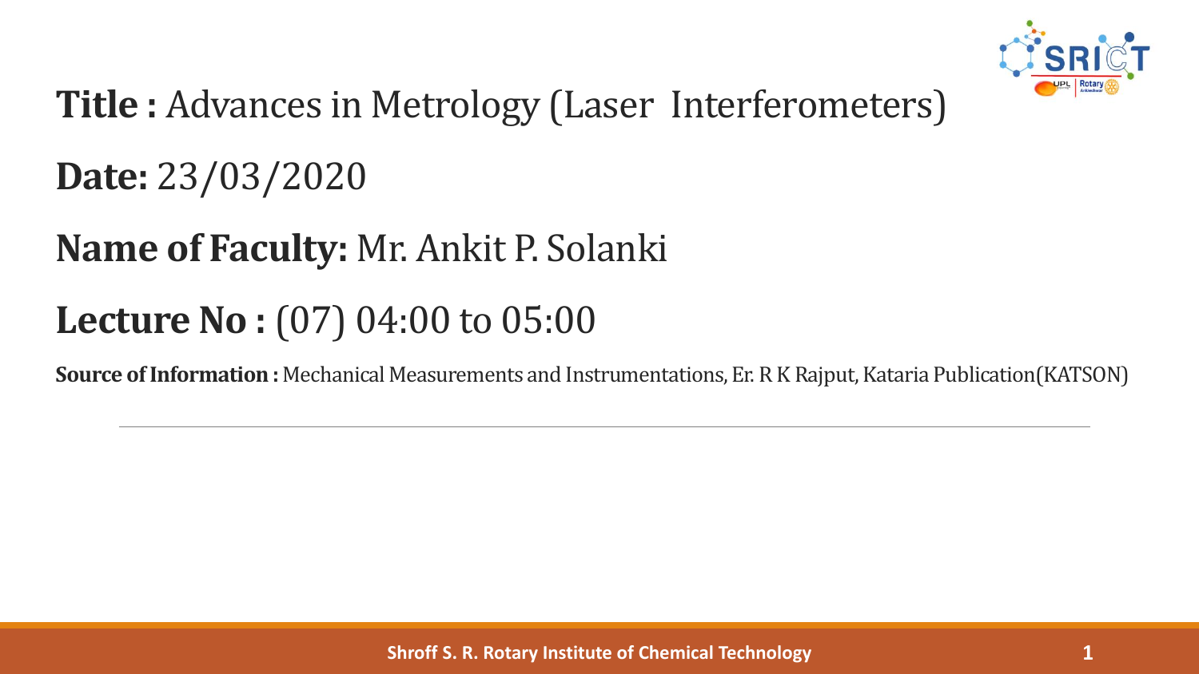**Title :** Advances in Metrology (Laser Interferometers)

**Date:** 23/03/2020

**Name of Faculty:** Mr. Ankit P. Solanki

**Lecture No :** (07) 04:00 to 05:00

**Source of Information :** Mechanical Measurements and Instrumentations, Er. R K Rajput, Kataria Publication(KATSON)

---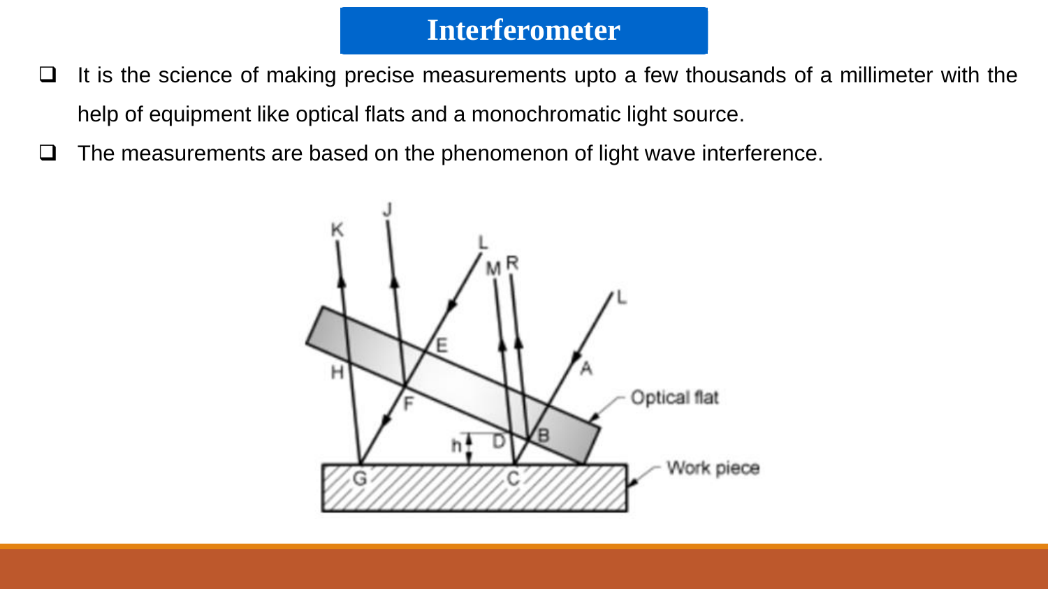# Interferometer

- It is the science of making precise measurements upto a few thousands of a millimeter with the help of equipment like optical flats and a monochromatic light source.
- The measurements are based on the phenomenon of light wave interference.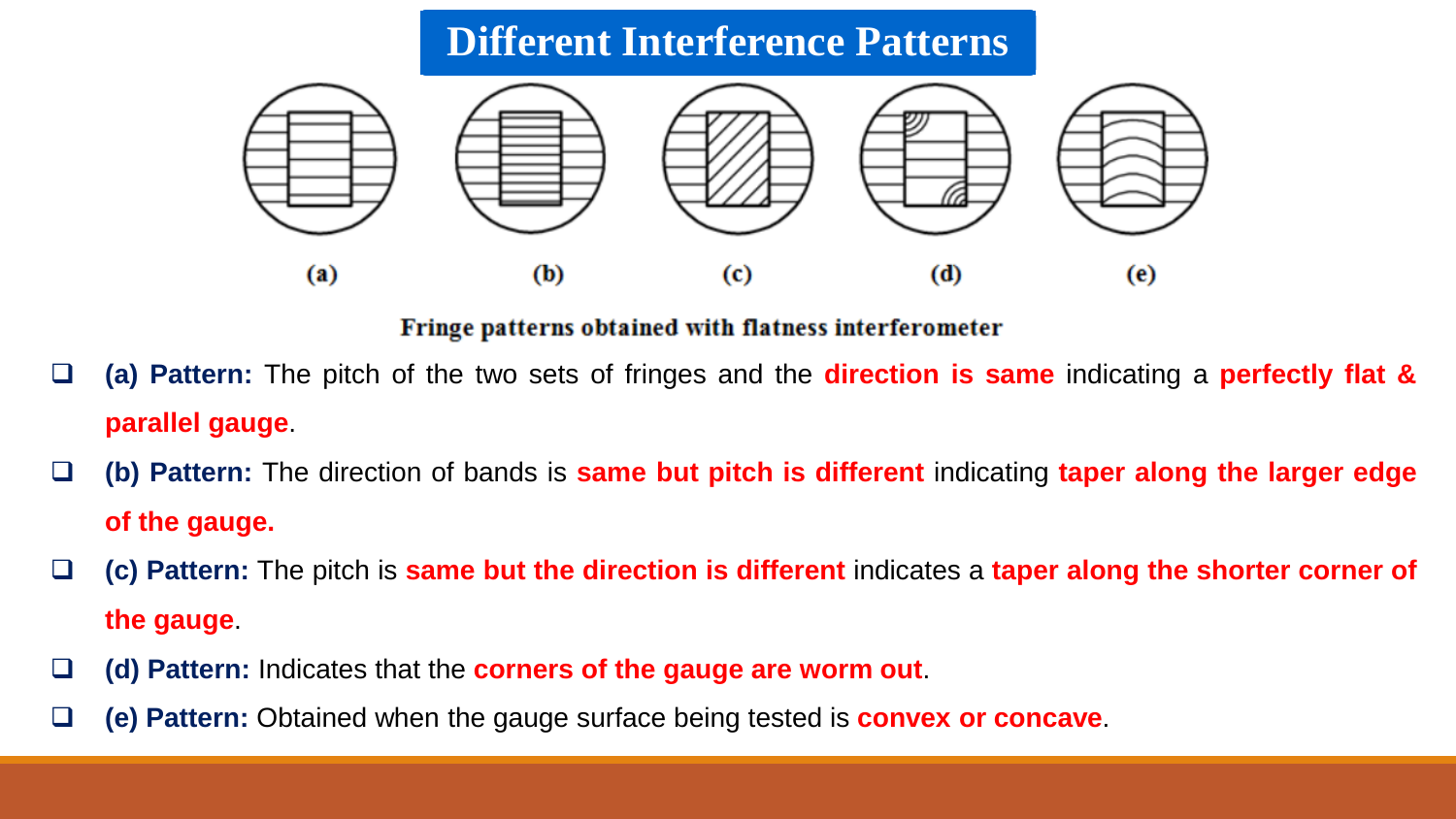# Different Interference Patterns

(a) (b) (c) (d) (e)

**Fringe patterns obtained with flatness interferometer**

- **(a) Pattern:** The pitch of the two sets of fringes and the **direction is same** indicating a **perfectly flat & parallel gauge**.
- **(b) Pattern:** The direction of bands is **same but pitch is different** indicating **taper along the larger edge of the gauge.**
- **(c) Pattern:** The pitch is **same but the direction is different** indicates a **taper along the shorter corner of the gauge**.
- **(d) Pattern:** Indicates that the **corners of the gauge are worm out**.
- **(e) Pattern:** Obtained when the gauge surface being tested is **convex or concave**.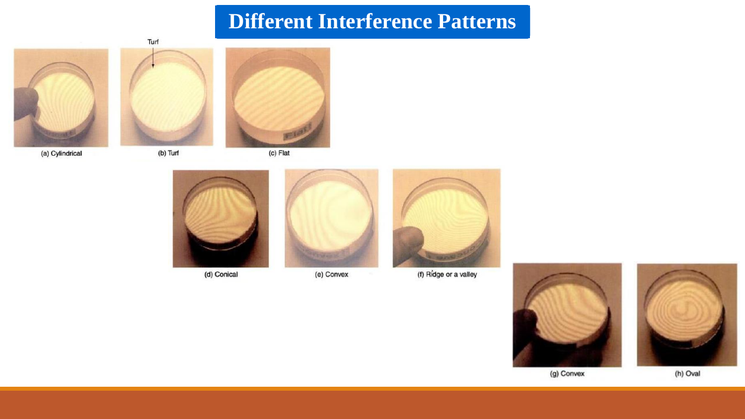# Different Interference Patterns

Turf

(a) Cylindrical

(b) Turf

(c) Flat

(d) Conical

(e) Convex

(f) Ridge or a valley

(g) Convex

(h) Oval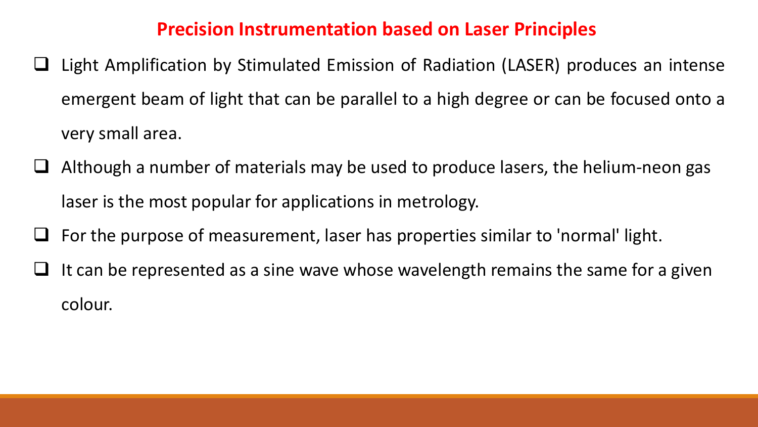## Precision Instrumentation based on Laser Principles

- Light Amplification by Stimulated Emission of Radiation (LASER) produces an intense emergent beam of light that can be parallel to a high degree or can be focused onto a very small area.
- Although a number of materials may be used to produce lasers, the helium-neon gas laser is the most popular for applications in metrology.
- For the purpose of measurement, laser has properties similar to 'normal' light.
- It can be represented as a sine wave whose wavelength remains the same for a given colour.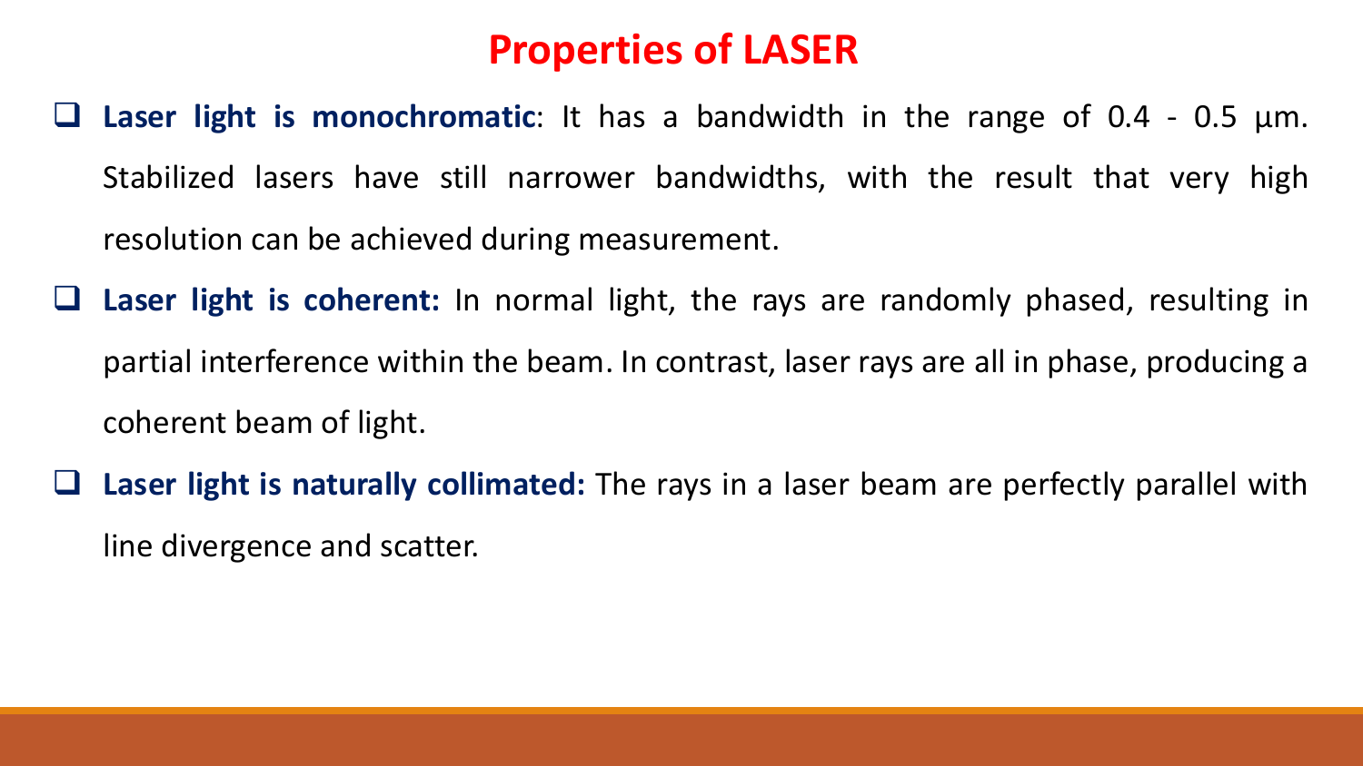# Properties of LASER

- **Laser light is monochromatic**: It has a bandwidth in the range of 0.4 - 0.5 µm. Stabilized lasers have still narrower bandwidths, with the result that very high resolution can be achieved during measurement.
- **Laser light is coherent:** In normal light, the rays are randomly phased, resulting in partial interference within the beam. In contrast, laser rays are all in phase, producing a coherent beam of light.
- **Laser light is naturally collimated:** The rays in a laser beam are perfectly parallel with line divergence and scatter.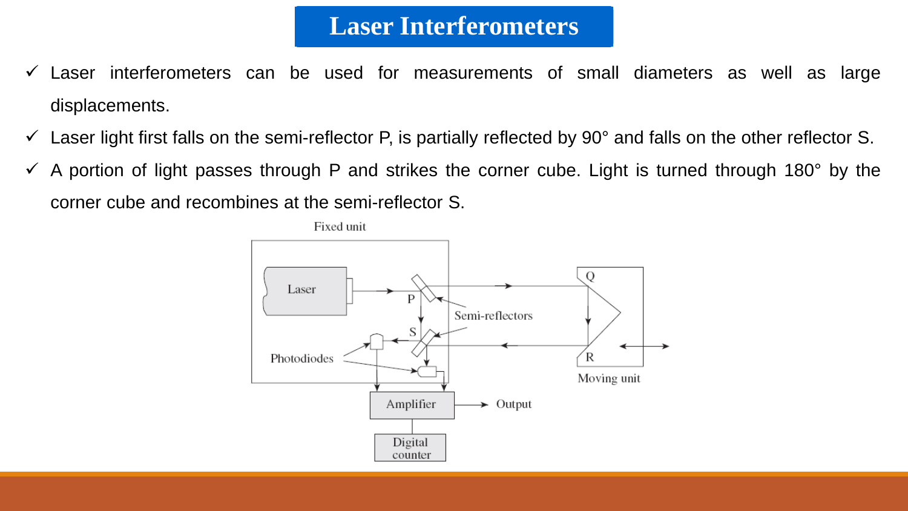# Laser Interferometers

- Laser interferometers can be used for measurements of small diameters as well as large displacements.
- Laser light first falls on the semi-reflector P, is partially reflected by 90° and falls on the other reflector S.
- A portion of light passes through P and strikes the corner cube. Light is turned through 180° by the corner cube and recombines at the semi-reflector S.

Fixed unit

Laser

P

S

Semi-reflectors

Photodiodes

Q

R

Moving unit

Amplifier

Output

Digital counter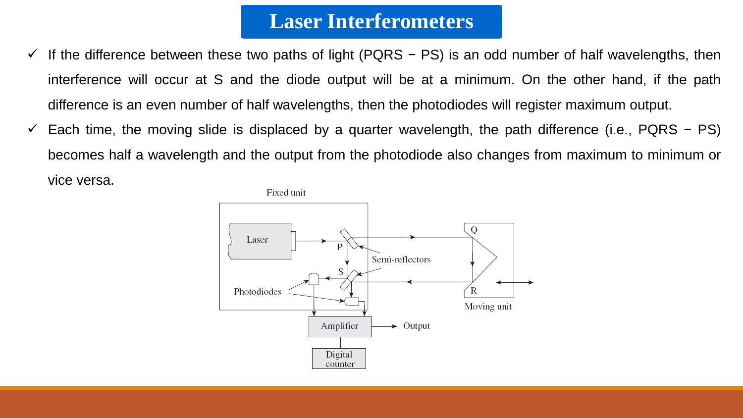# Laser Interferometers

- If the difference between these two paths of light (PQRS − PS) is an odd number of half wavelengths, then interference will occur at S and the diode output will be at a minimum. On the other hand, if the path difference is an even number of half wavelengths, then the photodiodes will register maximum output.
- Each time, the moving slide is displaced by a quarter wavelength, the path difference (i.e., PQRS − PS) becomes half a wavelength and the output from the photodiode also changes from maximum to minimum or vice versa.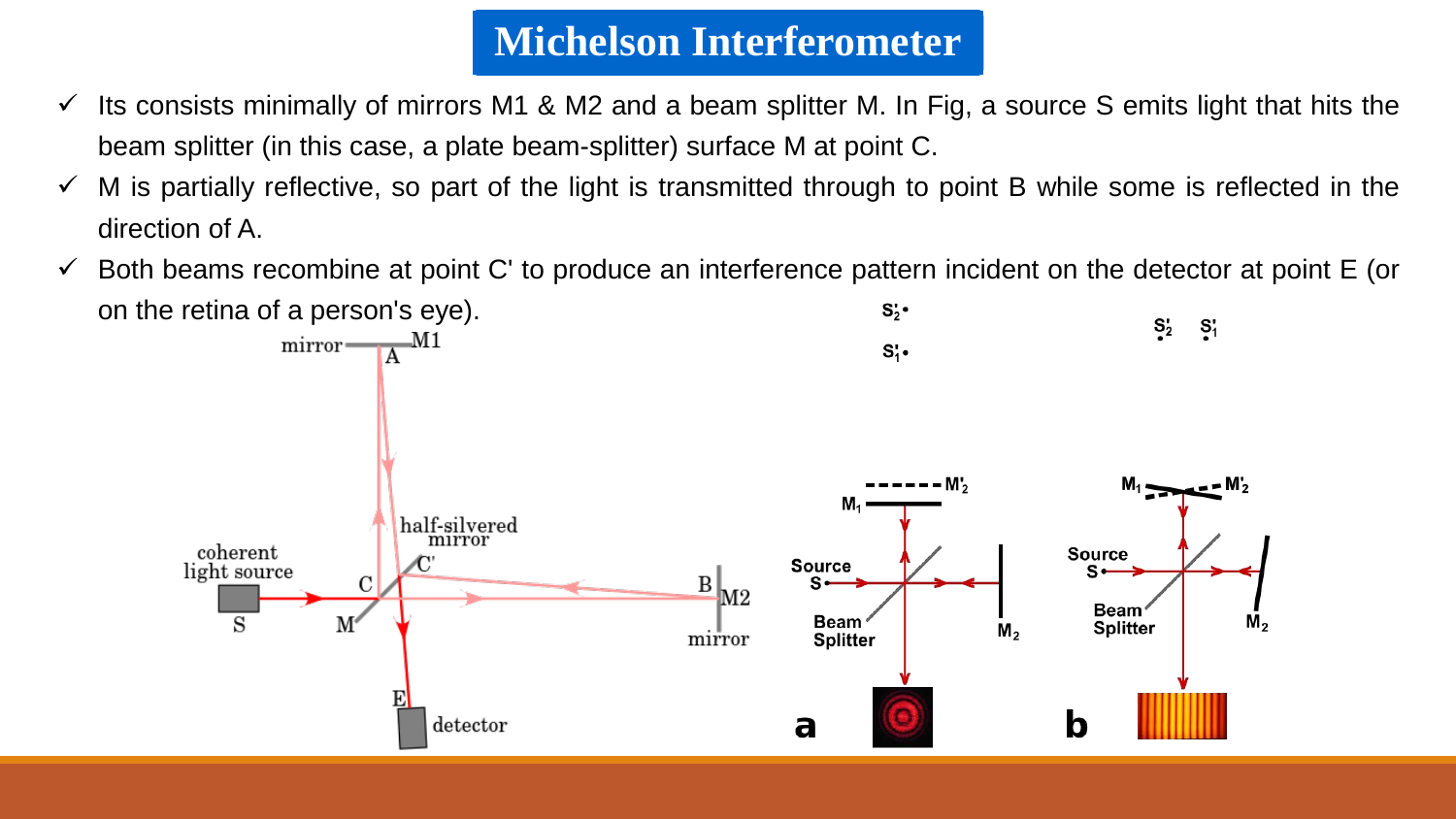# Michelson Interferometer

- ✓ Its consists minimally of mirrors M1 & M2 and a beam splitter M. In Fig, a source S emits light that hits the beam splitter (in this case, a plate beam-splitter) surface M at point C.
- ✓ M is partially reflective, so part of the light is transmitted through to point B while some is reflected in the direction of A.
- ✓ Both beams recombine at point C' to produce an interference pattern incident on the detector at point E (or on the retina of a person's eye).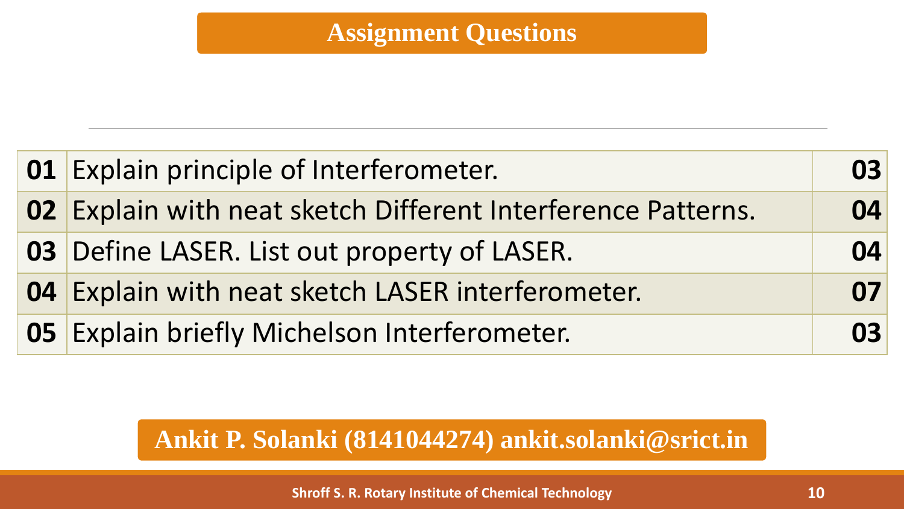# Assignment Questions

| | | |
|---|---|---|
| **01** | Explain principle of Interferometer. | **03** |
| **02** | Explain with neat sketch Different Interference Patterns. | **04** |
| **03** | Define LASER. List out property of LASER. | **04** |
| **04** | Explain with neat sketch LASER interferometer. | **07** |
| **05** | Explain briefly Michelson Interferometer. | **03** |

**Ankit P. Solanki (8141044274) ankit.solanki@srict.in**